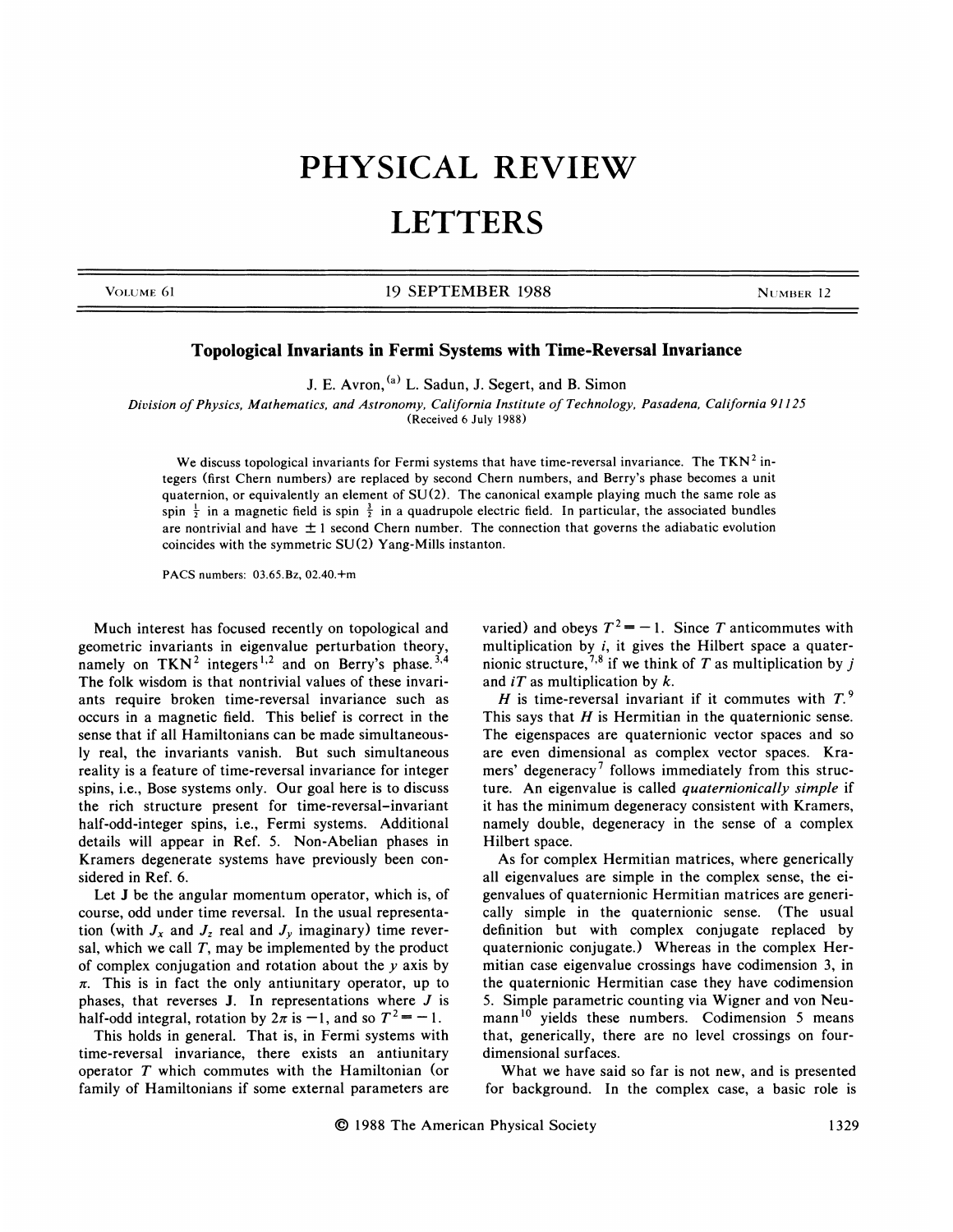# Topological Invariants in Fermi Systems with Time-Reversal Invariance

J. E. Avron,[a] L. Sadun, J. Segert, and B. Simon

*Division of Physics, Mathematics, and Astronomy, California Institute of Technology, Pasadena, California 91125*
(Received 6 July 1988)

We discuss topological invariants for Fermi systems that have time-reversal invariance. The TKN$^2$ integers (first Chern numbers) are replaced by second Chern numbers, and Berry's phase becomes a unit quaternion, or equivalently an element of SU(2). The canonical example playing much the same role as spin $\frac{1}{2}$ in a magnetic field is spin $\frac{3}{2}$ in a quadrupole electric field. In particular, the associated bundles are nontrivial and have $\pm 1$ second Chern number. The connection that governs the adiabatic evolution coincides with the symmetric SU(2) Yang-Mills instanton.

PACS numbers: 03.65.Bz, 02.40.+m

Much interest has focused recently on topological and geometric invariants in eigenvalue perturbation theory, namely on TKN$^2$ integers[1,2] and on Berry's phase.[3,4] The folk wisdom is that nontrivial values of these invariants require broken time-reversal invariance such as occurs in a magnetic field. This belief is correct in the sense that if all Hamiltonians can be made simultaneously real, the invariants vanish. But such simultaneous reality is a feature of time-reversal invariance for integer spins, i.e., Bose systems only. Our goal here is to discuss the rich structure present for time-reversal–invariant half-odd-integer spins, i.e., Fermi systems. Additional details will appear in Ref. 5. Non-Abelian phases in Kramers degenerate systems have previously been considered in Ref. 6.

Let **J** be the angular momentum operator, which is, of course, odd under time reversal. In the usual representation (with $J_x$ and $J_z$ real and $J_y$ imaginary) time reversal, which we call $T$, may be implemented by the product of complex conjugation and rotation about the $y$ axis by $\pi$. This is in fact the only antiunitary operator, up to phases, that reverses **J**. In representations where $J$ is half-odd integral, rotation by $2\pi$ is $-1$, and so $T^2 = -1$.

This holds in general. That is, in Fermi systems with time-reversal invariance, there exists an antiunitary operator $T$ which commutes with the Hamiltonian (or family of Hamiltonians if some external parameters are varied) and obeys $T^2 = -1$. Since $T$ anticommutes with multiplication by $i$, it gives the Hilbert space a quaternionic structure,[7,8] if we think of $T$ as multiplication by $j$ and $iT$ as multiplication by $k$.

$H$ is time-reversal invariant if it commutes with $T$.[9] This says that $H$ is Hermitian in the quaternionic sense. The eigenspaces are quaternionic vector spaces and so are even dimensional as complex vector spaces. Kramers' degeneracy[7] follows immediately from this structure. An eigenvalue is called *quaternionically simple* if it has the minimum degeneracy consistent with Kramers, namely double, degeneracy in the sense of a complex Hilbert space.

As for complex Hermitian matrices, where generically all eigenvalues are simple in the complex sense, the eigenvalues of quaternionic Hermitian matrices are generically simple in the quaternionic sense. (The usual definition but with complex conjugate replaced by quaternionic conjugate.) Whereas in the complex Hermitian case eigenvalue crossings have codimension 3, in the quaternionic Hermitian case they have codimension 5. Simple parametric counting via Wigner and von Neumann[10] yields these numbers. Codimension 5 means that, generically, there are no level crossings on four-dimensional surfaces.

What we have said so far is not new, and is presented for background. In the complex case, a basic role is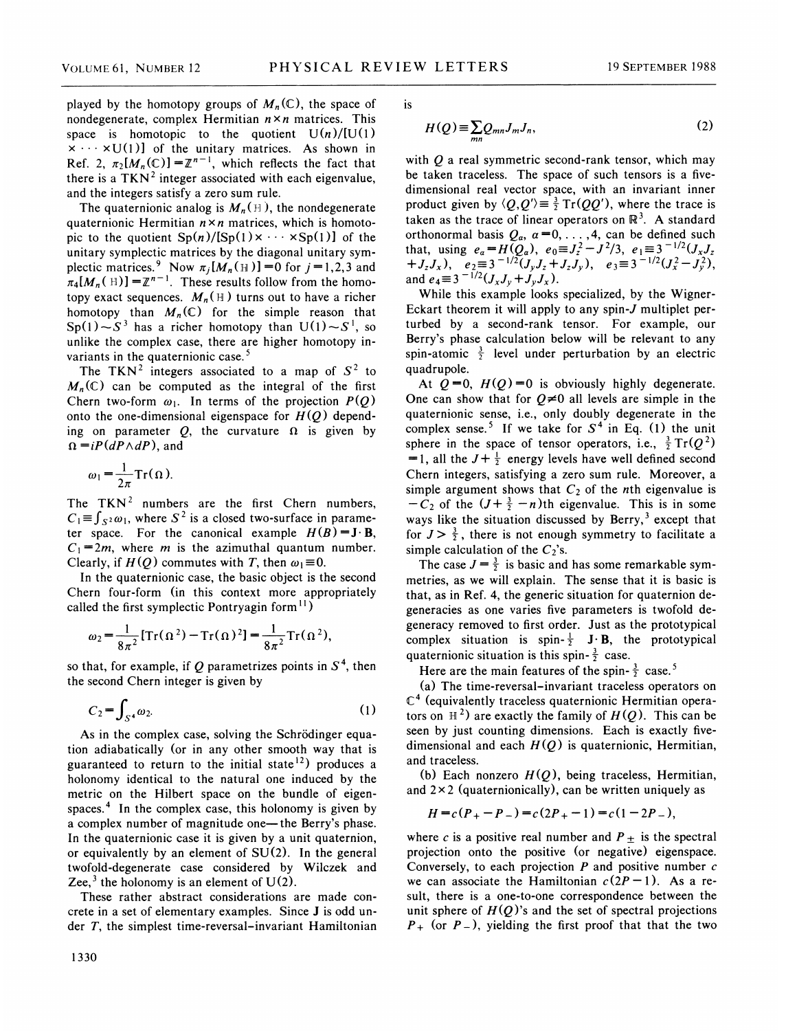played by the homotopy groups of $M_n(\mathbb{C})$, the space of nondegenerate, complex Hermitian $n\times n$ matrices. This space is homotopic to the quotient $\mathrm{U}(n)/[\mathrm{U}(1)\times\cdots\times\mathrm{U}(1)]$ of the unitary matrices. As shown in Ref. 2, $\pi_2[M_n(\mathbb{C})]=\mathbb{Z}^{n-1}$, which reflects the fact that there is a TKN$^2$ integer associated with each eigenvalue, and the integers satisfy a zero sum rule.

The quaternionic analog is $M_n(\mathbb{H})$, the nondegenerate quaternionic Hermitian $n\times n$ matrices, which is homotopic to the quotient $\mathrm{Sp}(n)/[\mathrm{Sp}(1)\times\cdots\times\mathrm{Sp}(1)]$ of the unitary symplectic matrices by the diagonal unitary symplectic matrices.[9] Now $\pi_j[M_n(\mathbb{H})]=0$ for $j=1,2,3$ and $\pi_4[M_n(\mathbb{H})]=\mathbb{Z}^{n-1}$. These results follow from the homotopy exact sequences. $M_n(\mathbb{H})$ turns out to have a richer homotopy than $M_n(\mathbb{C})$ for the simple reason that $\mathrm{Sp}(1)\sim S^3$ has a richer homotopy than $\mathrm{U}(1)\sim S^1$, so unlike the complex case, there are higher homotopy invariants in the quaternionic case.[5]

The TKN$^2$ integers associated to a map of $S^2$ to $M_n(\mathbb{C})$ can be computed as the integral of the first Chern two-form $\omega_1$. In terms of the projection $P(Q)$ onto the one-dimensional eigenspace for $H(Q)$ depending on parameter $Q$, the curvature $\Omega$ is given by $\Omega=iP(dP\wedge dP)$, and

$$\omega_1=\frac{1}{2\pi}\mathrm{Tr}(\Omega).$$

The TKN$^2$ numbers are the first Chern numbers, $C_1\equiv\int_{S^2}\omega_1$, where $S^2$ is a closed two-surface in parameter space. For the canonical example $H(\mathbf{B})=\mathbf{J}\cdot\mathbf{B}$, $C_1=2m$, where $m$ is the azimuthal quantum number. Clearly, if $H(Q)$ commutes with $T$, then $\omega_1\equiv 0$.

In the quaternionic case, the basic object is the second Chern four-form (in this context more appropriately called the first symplectic Pontryagin form[11])

$$\omega_2=\frac{1}{8\pi^2}[\mathrm{Tr}(\Omega^2)-\mathrm{Tr}(\Omega)^2]=\frac{1}{8\pi^2}\mathrm{Tr}(\Omega^2),$$

so that, for example, if $Q$ parametrizes points in $S^4$, then the second Chern integer is given by

$$C_2=\int_{S^4}\omega_2. \tag{1}$$

As in the complex case, solving the Schrödinger equation adiabatically (or in any other smooth way that is guaranteed to return to the initial state[12]) produces a holonomy identical to the natural one induced by the metric on the Hilbert space on the bundle of eigenspaces.[4] In the complex case, this holonomy is given by a complex number of magnitude one—the Berry's phase. In the quaternionic case it is given by a unit quaternion, or equivalently by an element of SU(2). In the general twofold-degenerate case considered by Wilczek and Zee,[3] the holonomy is an element of U(2).

These rather abstract considerations are made concrete in a set of elementary examples. Since $\mathbf{J}$ is odd under $T$, the simplest time-reversal-invariant Hamiltonian is

$$H(Q)\equiv\sum_{mn}Q_{mn}J_mJ_n, \tag{2}$$

with $Q$ a real symmetric second-rank tensor, which may be taken traceless. The space of such tensors is a five-dimensional real vector space, with an invariant inner product given by $\langle Q,Q'\rangle\equiv\frac{3}{2}\mathrm{Tr}(QQ')$, where the trace is taken as the trace of linear operators on $\mathbb{R}^3$. A standard orthonormal basis $Q_a$, $a=0,\ldots,4$, can be defined such that, using $e_a=H(Q_a)$, $e_0\equiv J_z^2-J^2/3$, $e_1\equiv 3^{-1/2}(J_xJ_z+J_zJ_x)$, $e_2\equiv 3^{-1/2}(J_yJ_z+J_zJ_y)$, $e_3\equiv 3^{-1/2}(J_x^2-J_y^2)$, and $e_4\equiv 3^{-1/2}(J_xJ_y+J_yJ_x)$.

While this example looks specialized, by the Wigner-Eckart theorem it will apply to any spin-$J$ multiplet perturbed by a second-rank tensor. For example, our Berry's phase calculation below will be relevant to any spin-atomic $\frac{3}{2}$ level under perturbation by an electric quadrupole.

At $Q=0$, $H(Q)=0$ is obviously highly degenerate. One can show that for $Q\neq 0$ all levels are simple in the quaternionic sense, i.e., only doubly degenerate in the complex sense.[5] If we take for $S^4$ in Eq. (1) the unit sphere in the space of tensor operators, i.e., $\frac{3}{2}\mathrm{Tr}(Q^2)=1$, all the $J+\frac{1}{2}$ energy levels have well defined second Chern integers, satisfying a zero sum rule. Moreover, a simple argument shows that $C_2$ of the $n$th eigenvalue is $-C_2$ of the $(J+\frac{3}{2}-n)$th eigenvalue. This is in some ways like the situation discussed by Berry,[3] except that for $J>\frac{3}{2}$, there is not enough symmetry to facilitate a simple calculation of the $C_2$'s.

The case $J=\frac{3}{2}$ is basic and has some remarkable symmetries, as we will explain. The sense that it is basic is that, as in Ref. 4, the generic situation for quaternion degeneracies as one varies five parameters is twofold degeneracy removed to first order. Just as the prototypical complex situation is spin-$\frac{1}{2}$ $\mathbf{J}\cdot\mathbf{B}$, the prototypical quaternionic situation is this spin-$\frac{3}{2}$ case.

Here are the main features of the spin-$\frac{3}{2}$ case.[5]

(a) The time-reversal-invariant traceless operators on $\mathbb{C}^4$ (equivalently traceless quaternionic Hermitian operators on $\mathbb{H}^2$) are exactly the family of $H(Q)$. This can be seen by just counting dimensions. Each is exactly five-dimensional and each $H(Q)$ is quaternionic, Hermitian, and traceless.

(b) Each nonzero $H(Q)$, being traceless, Hermitian, and $2\times 2$ (quaternionically), can be written uniquely as

$$H=c(P_+-P_-)=c(2P_+-1)=c(1-2P_-),$$

where $c$ is a positive real number and $P_\pm$ is the spectral projection onto the positive (or negative) eigenspace. Conversely, to each projection $P$ and positive number $c$ we can associate the Hamiltonian $c(2P-1)$. As a result, there is a one-to-one correspondence between the unit sphere of $H(Q)$'s and the set of spectral projections $P_+$ (or $P_-$), yielding the first proof that that the two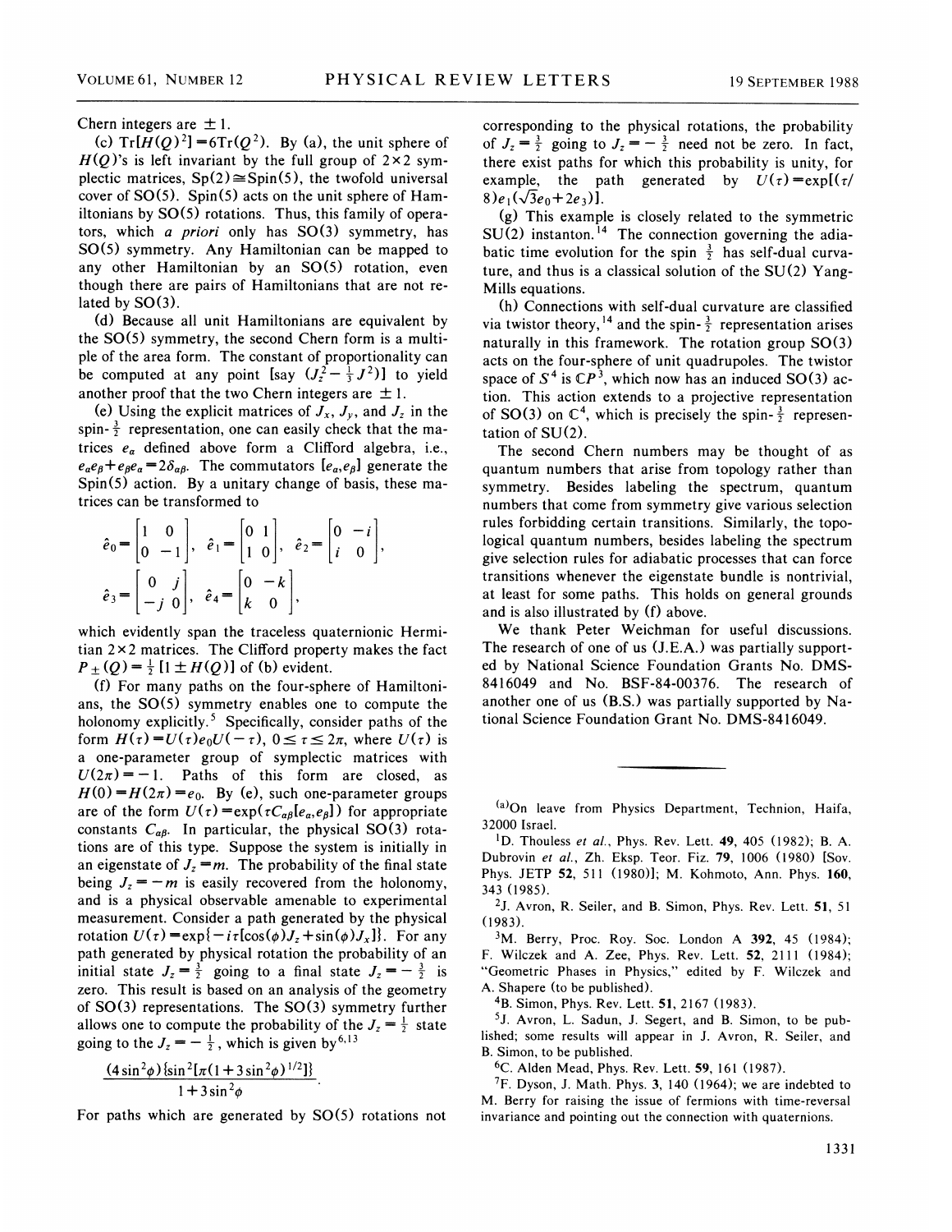Chern integers are $\pm 1$.

(c) $\mathrm{Tr}[H(Q)^2] = 6\mathrm{Tr}(Q^2)$. By (a), the unit sphere of $H(Q)$'s is left invariant by the full group of $2\times 2$ symplectic matrices, $\mathrm{Sp}(2) \cong \mathrm{Spin}(5)$, the twofold universal cover of SO(5). Spin(5) acts on the unit sphere of Hamiltonians by SO(5) rotations. Thus, this family of operators, which *a priori* only has SO(3) symmetry, has SO(5) symmetry. Any Hamiltonian can be mapped to any other Hamiltonian by an SO(5) rotation, even though there are pairs of Hamiltonians that are not related by SO(3).

(d) Because all unit Hamiltonians are equivalent by the SO(5) symmetry, the second Chern form is a multiple of the area form. The constant of proportionality can be computed at any point [say $(J_z^2 - \frac{1}{3}J^2)$] to yield another proof that the two Chern integers are $\pm 1$.

(e) Using the explicit matrices of $J_x$, $J_y$, and $J_z$ in the spin-$\frac{3}{2}$ representation, one can easily check that the matrices $e_\alpha$ defined above form a Clifford algebra, i.e., $e_\alpha e_\beta + e_\beta e_\alpha = 2\delta_{\alpha\beta}$. The commutators $[e_\alpha, e_\beta]$ generate the Spin(5) action. By a unitary change of basis, these matrices can be transformed to

$$\hat{e}_0 = \begin{bmatrix} 1 & 0 \\ 0 & -1 \end{bmatrix}, \quad \hat{e}_1 = \begin{bmatrix} 0 & 1 \\ 1 & 0 \end{bmatrix}, \quad \hat{e}_2 = \begin{bmatrix} 0 & -i \\ i & 0 \end{bmatrix},$$

$$\hat{e}_3 = \begin{bmatrix} 0 & j \\ -j & 0 \end{bmatrix}, \quad \hat{e}_4 = \begin{bmatrix} 0 & -k \\ k & 0 \end{bmatrix},$$

which evidently span the traceless quaternionic Hermitian $2\times 2$ matrices. The Clifford property makes the fact $P_\pm(Q) = \frac{1}{2}[1 \pm H(Q)]$ of (b) evident.

(f) For many paths on the four-sphere of Hamiltonians, the SO(5) symmetry enables one to compute the holonomy explicitly.[5] Specifically, consider paths of the form $H(\tau) = U(\tau) e_0 U(-\tau)$, $0 \le \tau \le 2\pi$, where $U(\tau)$ is a one-parameter group of symplectic matrices with $U(2\pi) = -1$. Paths of this form are closed, as $H(0) = H(2\pi) = e_0$. By (e), such one-parameter groups are of the form $U(\tau) = \exp(\tau C_{\alpha\beta}[e_\alpha, e_\beta])$ for appropriate constants $C_{\alpha\beta}$. In particular, the physical SO(3) rotations are of this type. Suppose the system is initially in an eigenstate of $J_z = m$. The probability of the final state being $J_z = -m$ is easily recovered from the holonomy, and is a physical observable amenable to experimental measurement. Consider a path generated by the physical rotation $U(\tau) = \exp\{-i\tau[\cos(\phi) J_z + \sin(\phi) J_x]\}$. For any path generated by physical rotation the probability of an initial state $J_z = \frac{3}{2}$ going to a final state $J_z = -\frac{3}{2}$ is zero. This result is based on an analysis of the geometry of SO(3) representations. The SO(3) symmetry further allows one to compute the probability of the $J_z = \frac{1}{2}$ state going to the $J_z = -\frac{1}{2}$, which is given by[6,13]

$$\frac{(4\sin^2\phi)\{\sin^2[\pi(1+3\sin^2\phi)^{1/2}]\}}{1+3\sin^2\phi}.$$

For paths which are generated by SO(5) rotations not corresponding to the physical rotations, the probability of $J_z = \frac{3}{2}$ going to $J_z = -\frac{3}{2}$ need not be zero. In fact, there exist paths for which this probability is unity, for example, the path generated by $U(\tau) = \exp[(\tau/8) e_1(\sqrt{3}e_0 + 2e_3)]$.

(g) This example is closely related to the symmetric SU(2) instanton.[14] The connection governing the adiabatic time evolution for the spin $\frac{3}{2}$ has self-dual curvature, and thus is a classical solution of the SU(2) Yang-Mills equations.

(h) Connections with self-dual curvature are classified via twistor theory,[14] and the spin-$\frac{3}{2}$ representation arises naturally in this framework. The rotation group SO(3) acts on the four-sphere of unit quadrupoles. The twistor space of $S^4$ is $\mathbb{C}P^3$, which now has an induced SO(3) action. This action extends to a projective representation of SO(3) on $\mathbb{C}^4$, which is precisely the spin-$\frac{3}{2}$ representation of SU(2).

The second Chern numbers may be thought of as quantum numbers that arise from topology rather than symmetry. Besides labeling the spectrum, quantum numbers that come from symmetry give various selection rules forbidding certain transitions. Similarly, the topological quantum numbers, besides labeling the spectrum give selection rules for adiabatic processes that can force transitions whenever the eigenstate bundle is nontrivial, at least for some paths. This holds on general grounds and is also illustrated by (f) above.

We thank Peter Weichman for useful discussions. The research of one of us (J.E.A.) was partially supported by National Science Foundation Grants No. DMS-8416049 and No. BSF-84-00376. The research of another one of us (B.S.) was partially supported by National Science Foundation Grant No. DMS-8416049.

---

[a]On leave from Physics Department, Technion, Haifa, 32000 Israel.

[1]D. Thouless *et al.*, Phys. Rev. Lett. **49**, 405 (1982); B. A. Dubrovin *et al.*, Zh. Eksp. Teor. Fiz. **79**, 1006 (1980) [Sov. Phys. JETP **52**, 511 (1980)]; M. Kohmoto, Ann. Phys. **160**, 343 (1985).

[2]J. Avron, R. Seiler, and B. Simon, Phys. Rev. Lett. **51**, 51 (1983).

[3]M. Berry, Proc. Roy. Soc. London A **392**, 45 (1984); F. Wilczek and A. Zee, Phys. Rev. Lett. **52**, 2111 (1984); "Geometric Phases in Physics," edited by F. Wilczek and A. Shapere (to be published).

[4]B. Simon, Phys. Rev. Lett. **51**, 2167 (1983).

[5]J. Avron, L. Sadun, J. Segert, and B. Simon, to be published; some results will appear in J. Avron, R. Seiler, and B. Simon, to be published.

[6]C. Alden Mead, Phys. Rev. Lett. **59**, 161 (1987).

[7]F. Dyson, J. Math. Phys. **3**, 140 (1964); we are indebted to M. Berry for raising the issue of fermions with time-reversal invariance and pointing out the connection with quaternions.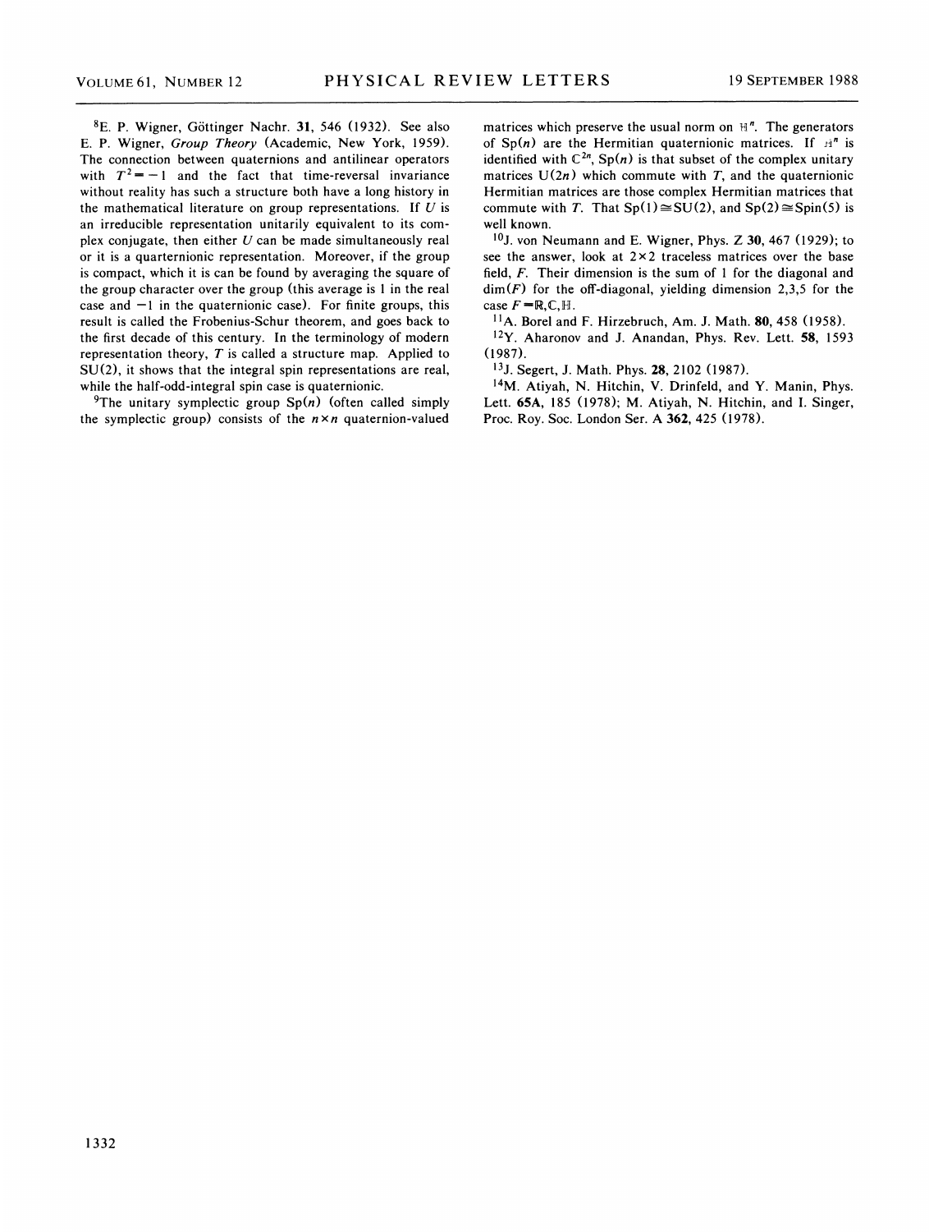[8]E. P. Wigner, Göttinger Nachr. **31**, 546 (1932). See also E. P. Wigner, *Group Theory* (Academic, New York, 1959). The connection between quaternions and antilinear operators with $T^2 = -1$ and the fact that time-reversal invariance without reality has such a structure both have a long history in the mathematical literature on group representations. If $U$ is an irreducible representation unitarily equivalent to its complex conjugate, then either $U$ can be made simultaneously real or it is a quarternionic representation. Moreover, if the group is compact, which it is can be found by averaging the square of the group character over the group (this average is 1 in the real case and $-1$ in the quaternionic case). For finite groups, this result is called the Frobenius-Schur theorem, and goes back to the first decade of this century. In the terminology of modern representation theory, $T$ is called a structure map. Applied to SU(2), it shows that the integral spin representations are real, while the half-odd-integral spin case is quaternionic.

[9]The unitary symplectic group Sp($n$) (often called simply the symplectic group) consists of the $n \times n$ quaternion-valued matrices which preserve the usual norm on $\mathbb{H}^n$. The generators of Sp($n$) are the Hermitian quaternionic matrices. If $\mathbb{H}^n$ is identified with $\mathbb{C}^{2n}$, Sp($n$) is that subset of the complex unitary matrices U($2n$) which commute with $T$, and the quaternionic Hermitian matrices are those complex Hermitian matrices that commute with $T$. That $\mathrm{Sp}(1) \cong \mathrm{SU}(2)$, and $\mathrm{Sp}(2) \cong \mathrm{Spin}(5)$ is well known.

[10]J. von Neumann and E. Wigner, Phys. Z **30**, 467 (1929); to see the answer, look at $2 \times 2$ traceless matrices over the base field, $F$. Their dimension is the sum of 1 for the diagonal and dim($F$) for the off-diagonal, yielding dimension 2,3,5 for the case $F = \mathbb{R}, \mathbb{C}, \mathbb{H}$.

[11]A. Borel and F. Hirzebruch, Am. J. Math. **80**, 458 (1958).

[12]Y. Aharonov and J. Anandan, Phys. Rev. Lett. **58**, 1593 (1987).

[13]J. Segert, J. Math. Phys. **28**, 2102 (1987).

[14]M. Atiyah, N. Hitchin, V. Drinfeld, and Y. Manin, Phys. Lett. **65A**, 185 (1978); M. Atiyah, N. Hitchin, and I. Singer, Proc. Roy. Soc. London Ser. A **362**, 425 (1978).